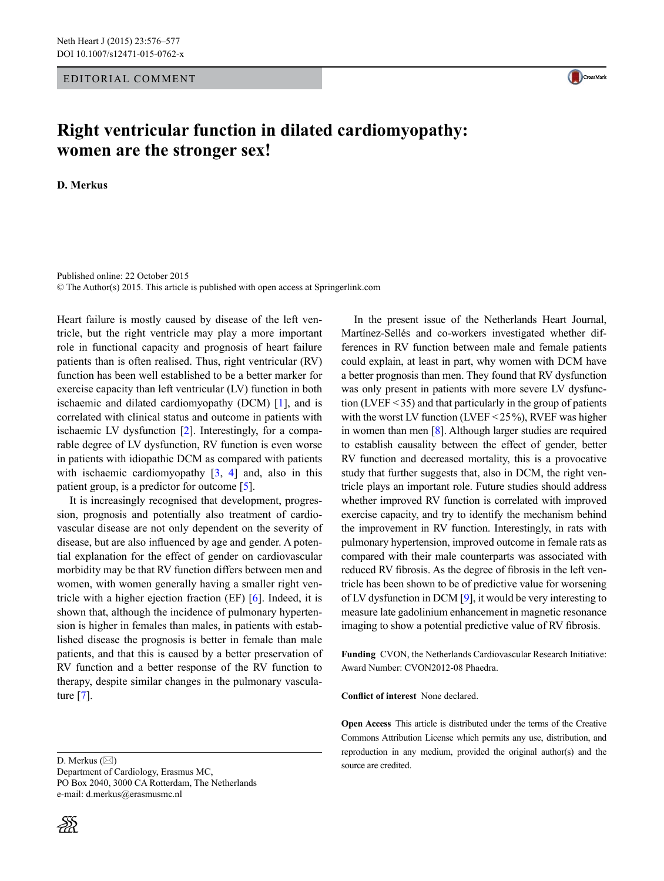EDITORIAL COMMENT

# Right ventricular function in dilated cardiomyopathy: women are the stronger sex!

**D. Merkus**

Published online: 22 October 2015
© The Author(s) 2015. This article is published with open access at Springerlink.com

Heart failure is mostly caused by disease of the left ventricle, but the right ventricle may play a more important role in functional capacity and prognosis of heart failure patients than is often realised. Thus, right ventricular (RV) function has been well established to be a better marker for exercise capacity than left ventricular (LV) function in both ischaemic and dilated cardiomyopathy (DCM) [1], and is correlated with clinical status and outcome in patients with ischaemic LV dysfunction [2]. Interestingly, for a comparable degree of LV dysfunction, RV function is even worse in patients with idiopathic DCM as compared with patients with ischaemic cardiomyopathy [3, 4] and, also in this patient group, is a predictor for outcome [5].

It is increasingly recognised that development, progression, prognosis and potentially also treatment of cardiovascular disease are not only dependent on the severity of disease, but are also influenced by age and gender. A potential explanation for the effect of gender on cardiovascular morbidity may be that RV function differs between men and women, with women generally having a smaller right ventricle with a higher ejection fraction (EF) [6]. Indeed, it is shown that, although the incidence of pulmonary hypertension is higher in females than males, in patients with established disease the prognosis is better in female than male patients, and that this is caused by a better preservation of RV function and a better response of the RV function to therapy, despite similar changes in the pulmonary vasculature [7].

In the present issue of the Netherlands Heart Journal, Martínez-Sellés and co-workers investigated whether differences in RV function between male and female patients could explain, at least in part, why women with DCM have a better prognosis than men. They found that RV dysfunction was only present in patients with more severe LV dysfunction (LVEF < 35) and that particularly in the group of patients with the worst LV function (LVEF < 25 %), RVEF was higher in women than men [8]. Although larger studies are required to establish causality between the effect of gender, better RV function and decreased mortality, this is a provocative study that further suggests that, also in DCM, the right ventricle plays an important role. Future studies should address whether improved RV function is correlated with improved exercise capacity, and try to identify the mechanism behind the improvement in RV function. Interestingly, in rats with pulmonary hypertension, improved outcome in female rats as compared with their male counterparts was associated with reduced RV fibrosis. As the degree of fibrosis in the left ventricle has been shown to be of predictive value for worsening of LV dysfunction in DCM [9], it would be very interesting to measure late gadolinium enhancement in magnetic resonance imaging to show a potential predictive value of RV fibrosis.

**Funding** CVON, the Netherlands Cardiovascular Research Initiative: Award Number: CVON2012-08 Phaedra.

**Conflict of interest** None declared.

**Open Access** This article is distributed under the terms of the Creative Commons Attribution License which permits any use, distribution, and reproduction in any medium, provided the original author(s) and the source are credited.

D. Merkus (✉)
Department of Cardiology, Erasmus MC,
PO Box 2040, 3000 CA Rotterdam, The Netherlands
e-mail: d.merkus@erasmusmc.nl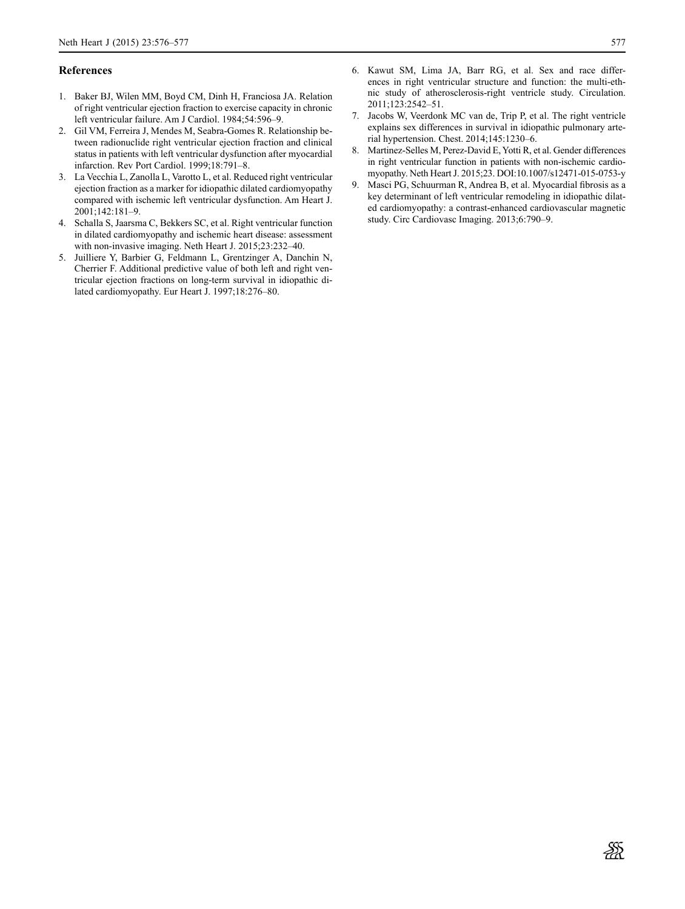## References

1. Baker BJ, Wilen MM, Boyd CM, Dinh H, Franciosa JA. Relation of right ventricular ejection fraction to exercise capacity in chronic left ventricular failure. Am J Cardiol. 1984;54:596–9.
2. Gil VM, Ferreira J, Mendes M, Seabra-Gomes R. Relationship between radionuclide right ventricular ejection fraction and clinical status in patients with left ventricular dysfunction after myocardial infarction. Rev Port Cardiol. 1999;18:791–8.
3. La Vecchia L, Zanolla L, Varotto L, et al. Reduced right ventricular ejection fraction as a marker for idiopathic dilated cardiomyopathy compared with ischemic left ventricular dysfunction. Am Heart J. 2001;142:181–9.
4. Schalla S, Jaarsma C, Bekkers SC, et al. Right ventricular function in dilated cardiomyopathy and ischemic heart disease: assessment with non-invasive imaging. Neth Heart J. 2015;23:232–40.
5. Juilliere Y, Barbier G, Feldmann L, Grentzinger A, Danchin N, Cherrier F. Additional predictive value of both left and right ventricular ejection fractions on long-term survival in idiopathic dilated cardiomyopathy. Eur Heart J. 1997;18:276–80.
6. Kawut SM, Lima JA, Barr RG, et al. Sex and race differences in right ventricular structure and function: the multi-ethnic study of atherosclerosis-right ventricle study. Circulation. 2011;123:2542–51.
7. Jacobs W, Veerdonk MC van de, Trip P, et al. The right ventricle explains sex differences in survival in idiopathic pulmonary arterial hypertension. Chest. 2014;145:1230–6.
8. Martinez-Selles M, Perez-David E, Yotti R, et al. Gender differences in right ventricular function in patients with non-ischemic cardiomyopathy. Neth Heart J. 2015;23. DOI:10.1007/s12471-015-0753-y
9. Masci PG, Schuurman R, Andrea B, et al. Myocardial fibrosis as a key determinant of left ventricular remodeling in idiopathic dilated cardiomyopathy: a contrast-enhanced cardiovascular magnetic study. Circ Cardiovasc Imaging. 2013;6:790–9.